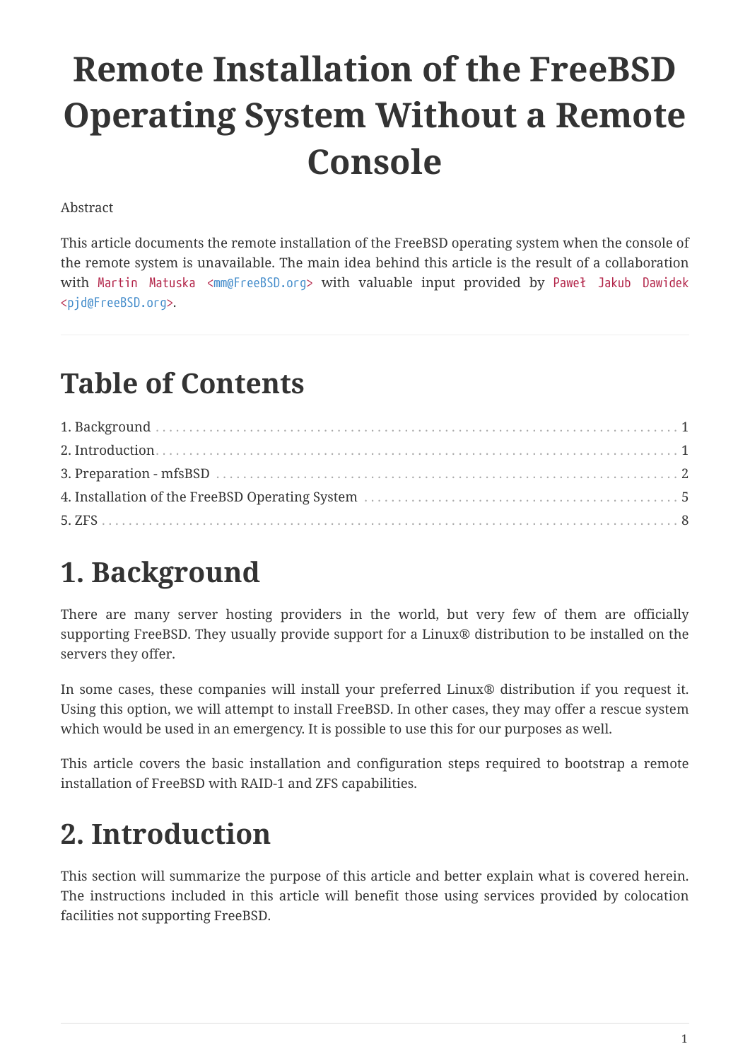# Remote Installation of the FreeBSD Operating System Without a Remote Console

Abstract

This article documents the remote installation of the FreeBSD operating system when the console of the remote system is unavailable. The main idea behind this article is the result of a collaboration with Martin Matuska <mm@FreeBSD.org> with valuable input provided by Paweł Jakub Dawidek <pjd@FreeBSD.org>.

---

## Table of Contents

1. Background ... 1
2. Introduction ... 1
3. Preparation - mfsBSD ... 2
4. Installation of the FreeBSD Operating System ... 5
5. ZFS ... 8

# 1. Background

There are many server hosting providers in the world, but very few of them are officially supporting FreeBSD. They usually provide support for a Linux® distribution to be installed on the servers they offer.

In some cases, these companies will install your preferred Linux® distribution if you request it. Using this option, we will attempt to install FreeBSD. In other cases, they may offer a rescue system which would be used in an emergency. It is possible to use this for our purposes as well.

This article covers the basic installation and configuration steps required to bootstrap a remote installation of FreeBSD with RAID-1 and ZFS capabilities.

# 2. Introduction

This section will summarize the purpose of this article and better explain what is covered herein. The instructions included in this article will benefit those using services provided by colocation facilities not supporting FreeBSD.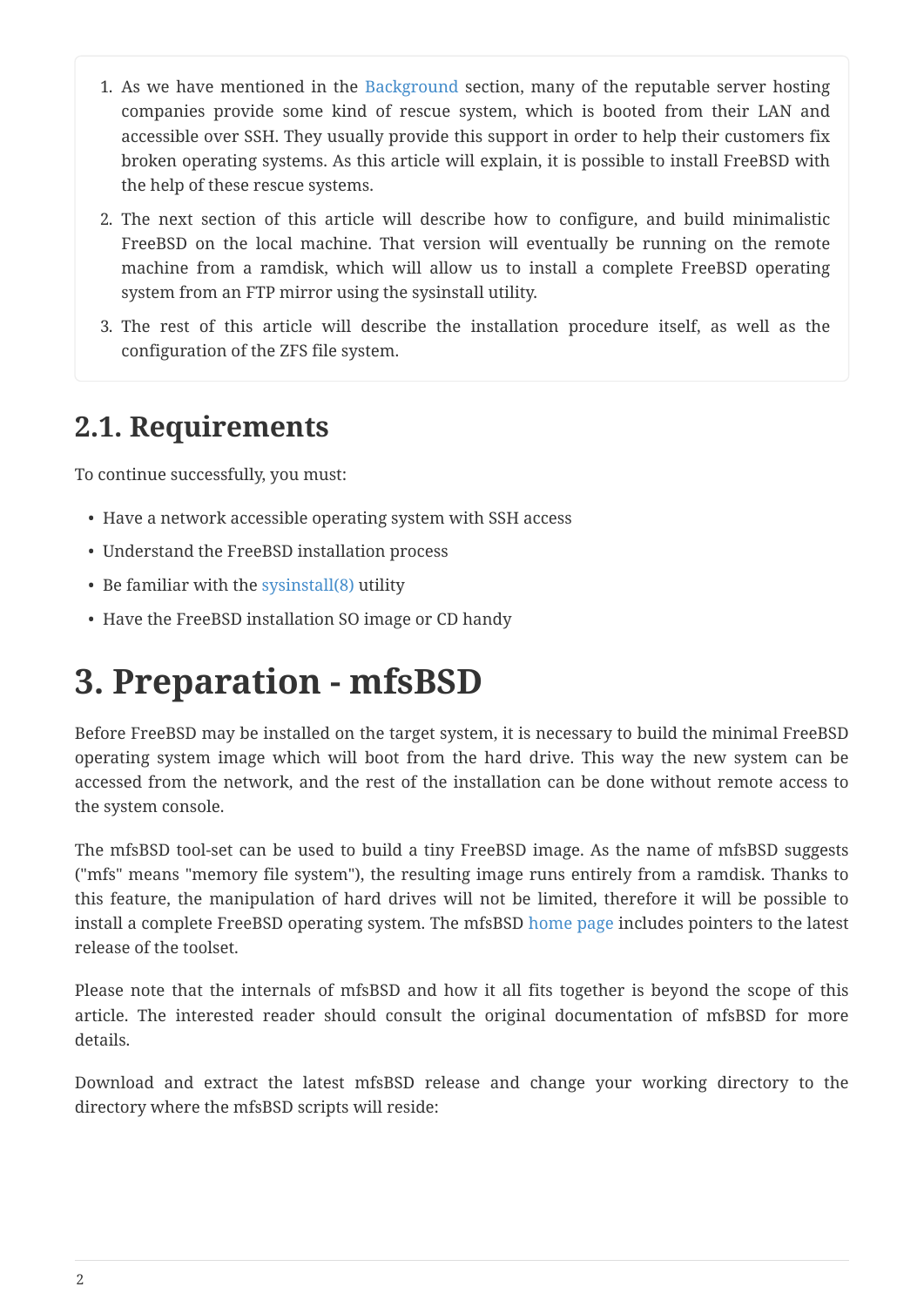1. As we have mentioned in the Background section, many of the reputable server hosting companies provide some kind of rescue system, which is booted from their LAN and accessible over SSH. They usually provide this support in order to help their customers fix broken operating systems. As this article will explain, it is possible to install FreeBSD with the help of these rescue systems.
2. The next section of this article will describe how to configure, and build minimalistic FreeBSD on the local machine. That version will eventually be running on the remote machine from a ramdisk, which will allow us to install a complete FreeBSD operating system from an FTP mirror using the sysinstall utility.
3. The rest of this article will describe the installation procedure itself, as well as the configuration of the ZFS file system.

## 2.1. Requirements

To continue successfully, you must:

- Have a network accessible operating system with SSH access
- Understand the FreeBSD installation process
- Be familiar with the sysinstall(8) utility
- Have the FreeBSD installation SO image or CD handy

# 3. Preparation - mfsBSD

Before FreeBSD may be installed on the target system, it is necessary to build the minimal FreeBSD operating system image which will boot from the hard drive. This way the new system can be accessed from the network, and the rest of the installation can be done without remote access to the system console.

The mfsBSD tool-set can be used to build a tiny FreeBSD image. As the name of mfsBSD suggests ("mfs" means "memory file system"), the resulting image runs entirely from a ramdisk. Thanks to this feature, the manipulation of hard drives will not be limited, therefore it will be possible to install a complete FreeBSD operating system. The mfsBSD home page includes pointers to the latest release of the toolset.

Please note that the internals of mfsBSD and how it all fits together is beyond the scope of this article. The interested reader should consult the original documentation of mfsBSD for more details.

Download and extract the latest mfsBSD release and change your working directory to the directory where the mfsBSD scripts will reside: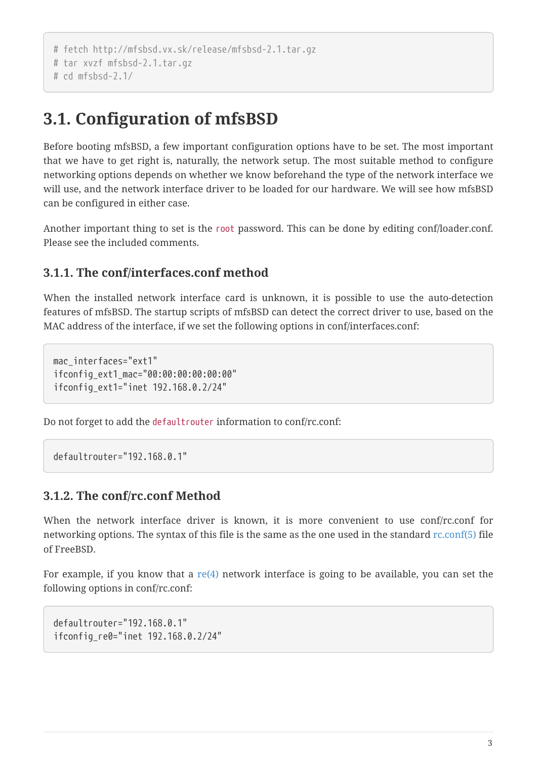```
# fetch http://mfsbsd.vx.sk/release/mfsbsd-2.1.tar.gz
# tar xvzf mfsbsd-2.1.tar.gz
# cd mfsbsd-2.1/
```

## 3.1. Configuration of mfsBSD

Before booting mfsBSD, a few important configuration options have to be set. The most important that we have to get right is, naturally, the network setup. The most suitable method to configure networking options depends on whether we know beforehand the type of the network interface we will use, and the network interface driver to be loaded for our hardware. We will see how mfsBSD can be configured in either case.

Another important thing to set is the `root` password. This can be done by editing conf/loader.conf. Please see the included comments.

### 3.1.1. The conf/interfaces.conf method

When the installed network interface card is unknown, it is possible to use the auto-detection features of mfsBSD. The startup scripts of mfsBSD can detect the correct driver to use, based on the MAC address of the interface, if we set the following options in conf/interfaces.conf:

```
mac_interfaces="ext1"
ifconfig_ext1_mac="00:00:00:00:00:00"
ifconfig_ext1="inet 192.168.0.2/24"
```

Do not forget to add the `defaultrouter` information to conf/rc.conf:

```
defaultrouter="192.168.0.1"
```

### 3.1.2. The conf/rc.conf Method

When the network interface driver is known, it is more convenient to use conf/rc.conf for networking options. The syntax of this file is the same as the one used in the standard rc.conf(5) file of FreeBSD.

For example, if you know that a re(4) network interface is going to be available, you can set the following options in conf/rc.conf:

```
defaultrouter="192.168.0.1"
ifconfig_re0="inet 192.168.0.2/24"
```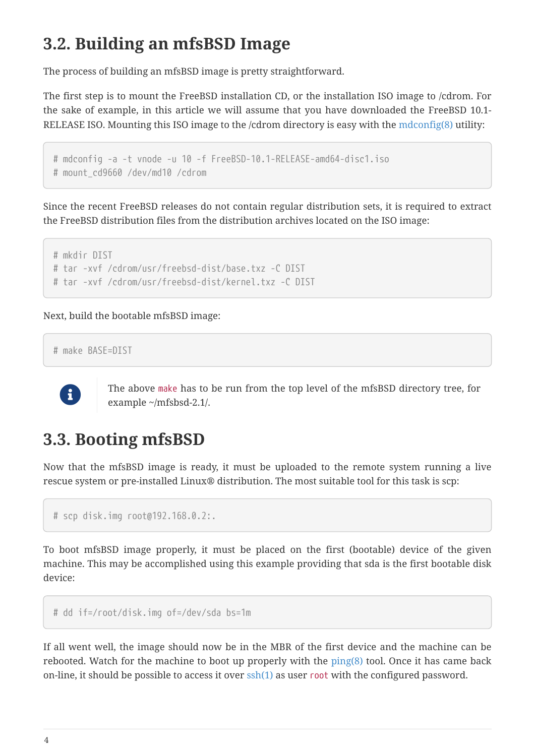## 3.2. Building an mfsBSD Image

The process of building an mfsBSD image is pretty straightforward.

The first step is to mount the FreeBSD installation CD, or the installation ISO image to /cdrom. For the sake of example, in this article we will assume that you have downloaded the FreeBSD 10.1-RELEASE ISO. Mounting this ISO image to the /cdrom directory is easy with the mdconfig(8) utility:

```
# mdconfig -a -t vnode -u 10 -f FreeBSD-10.1-RELEASE-amd64-disc1.iso
# mount_cd9660 /dev/md10 /cdrom
```

Since the recent FreeBSD releases do not contain regular distribution sets, it is required to extract the FreeBSD distribution files from the distribution archives located on the ISO image:

```
# mkdir DIST
# tar -xvf /cdrom/usr/freebsd-dist/base.txz -C DIST
# tar -xvf /cdrom/usr/freebsd-dist/kernel.txz -C DIST
```

Next, build the bootable mfsBSD image:

```
# make BASE=DIST
```

> The above `make` has to be run from the top level of the mfsBSD directory tree, for example ~/mfsbsd-2.1/.

## 3.3. Booting mfsBSD

Now that the mfsBSD image is ready, it must be uploaded to the remote system running a live rescue system or pre-installed Linux® distribution. The most suitable tool for this task is scp:

```
# scp disk.img root@192.168.0.2:.
```

To boot mfsBSD image properly, it must be placed on the first (bootable) device of the given machine. This may be accomplished using this example providing that sda is the first bootable disk device:

```
# dd if=/root/disk.img of=/dev/sda bs=1m
```

If all went well, the image should now be in the MBR of the first device and the machine can be rebooted. Watch for the machine to boot up properly with the ping(8) tool. Once it has came back on-line, it should be possible to access it over ssh(1) as user `root` with the configured password.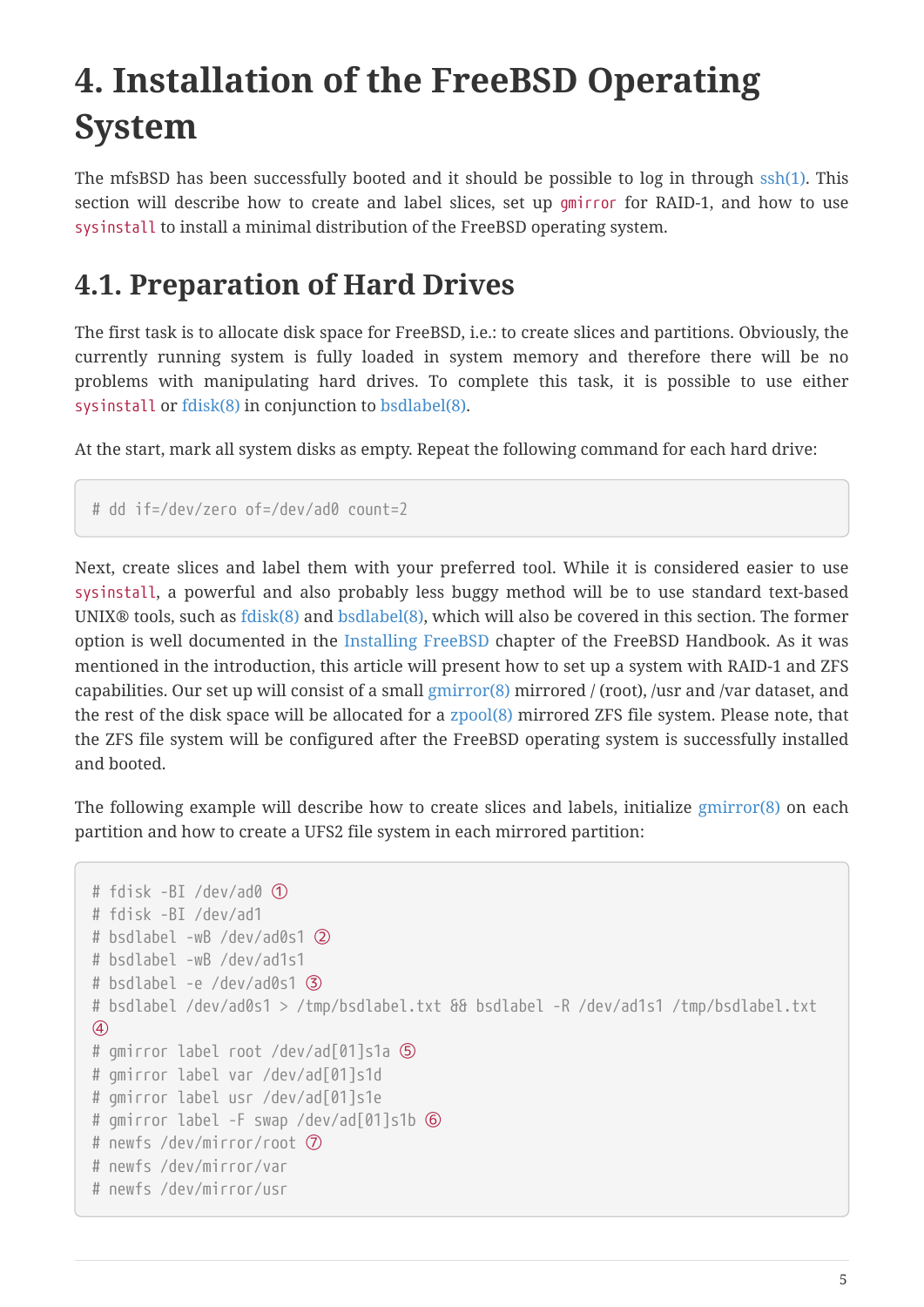# 4. Installation of the FreeBSD Operating System

The mfsBSD has been successfully booted and it should be possible to log in through ssh(1). This section will describe how to create and label slices, set up `gmirror` for RAID-1, and how to use `sysinstall` to install a minimal distribution of the FreeBSD operating system.

## 4.1. Preparation of Hard Drives

The first task is to allocate disk space for FreeBSD, i.e.: to create slices and partitions. Obviously, the currently running system is fully loaded in system memory and therefore there will be no problems with manipulating hard drives. To complete this task, it is possible to use either `sysinstall` or fdisk(8) in conjunction to bsdlabel(8).

At the start, mark all system disks as empty. Repeat the following command for each hard drive:

```
# dd if=/dev/zero of=/dev/ad0 count=2
```

Next, create slices and label them with your preferred tool. While it is considered easier to use `sysinstall`, a powerful and also probably less buggy method will be to use standard text-based UNIX® tools, such as fdisk(8) and bsdlabel(8), which will also be covered in this section. The former option is well documented in the Installing FreeBSD chapter of the FreeBSD Handbook. As it was mentioned in the introduction, this article will present how to set up a system with RAID-1 and ZFS capabilities. Our set up will consist of a small gmirror(8) mirrored / (root), /usr and /var dataset, and the rest of the disk space will be allocated for a zpool(8) mirrored ZFS file system. Please note, that the ZFS file system will be configured after the FreeBSD operating system is successfully installed and booted.

The following example will describe how to create slices and labels, initialize gmirror(8) on each partition and how to create a UFS2 file system in each mirrored partition:

```
# fdisk -BI /dev/ad0 ①
# fdisk -BI /dev/ad1
# bsdlabel -wB /dev/ad0s1 ②
# bsdlabel -wB /dev/ad1s1
# bsdlabel -e /dev/ad0s1 ③
# bsdlabel /dev/ad0s1 > /tmp/bsdlabel.txt && bsdlabel -R /dev/ad1s1 /tmp/bsdlabel.txt
④
# gmirror label root /dev/ad[01]s1a ⑤
# gmirror label var /dev/ad[01]s1d
# gmirror label usr /dev/ad[01]s1e
# gmirror label -F swap /dev/ad[01]s1b ⑥
# newfs /dev/mirror/root ⑦
# newfs /dev/mirror/var
# newfs /dev/mirror/usr
```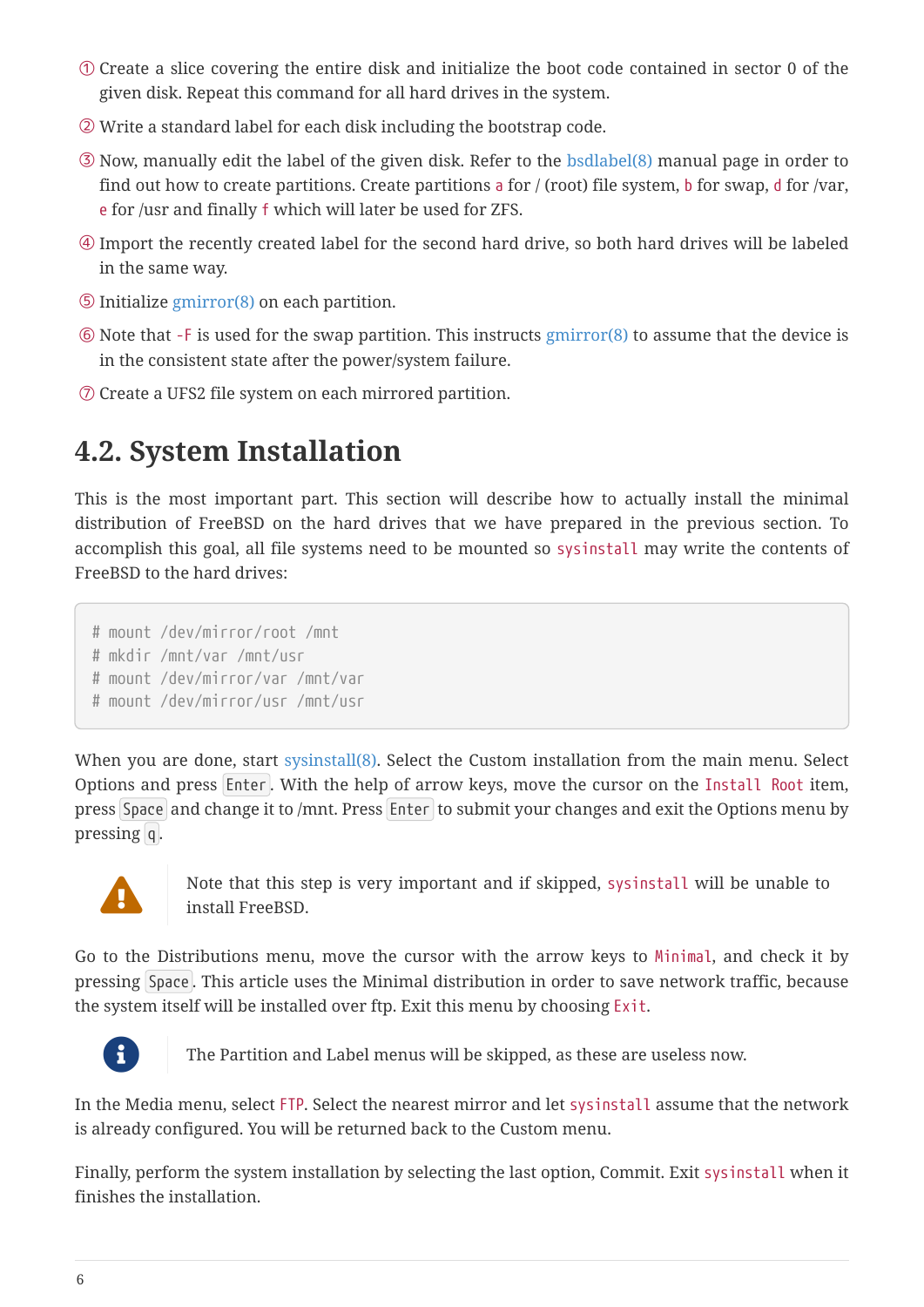① Create a slice covering the entire disk and initialize the boot code contained in sector 0 of the given disk. Repeat this command for all hard drives in the system.

② Write a standard label for each disk including the bootstrap code.

③ Now, manually edit the label of the given disk. Refer to the bsdlabel(8) manual page in order to find out how to create partitions. Create partitions `a` for / (root) file system, `b` for swap, `d` for /var, `e` for /usr and finally `f` which will later be used for ZFS.

④ Import the recently created label for the second hard drive, so both hard drives will be labeled in the same way.

⑤ Initialize gmirror(8) on each partition.

⑥ Note that `-F` is used for the swap partition. This instructs gmirror(8) to assume that the device is in the consistent state after the power/system failure.

⑦ Create a UFS2 file system on each mirrored partition.

## 4.2. System Installation

This is the most important part. This section will describe how to actually install the minimal distribution of FreeBSD on the hard drives that we have prepared in the previous section. To accomplish this goal, all file systems need to be mounted so `sysinstall` may write the contents of FreeBSD to the hard drives:

```
# mount /dev/mirror/root /mnt
# mkdir /mnt/var /mnt/usr
# mount /dev/mirror/var /mnt/var
# mount /dev/mirror/usr /mnt/usr
```

When you are done, start sysinstall(8). Select the Custom installation from the main menu. Select Options and press Enter. With the help of arrow keys, move the cursor on the `Install Root` item, press Space and change it to /mnt. Press Enter to submit your changes and exit the Options menu by pressing q.

> Note that this step is very important and if skipped, `sysinstall` will be unable to install FreeBSD.

Go to the Distributions menu, move the cursor with the arrow keys to `Minimal`, and check it by pressing Space. This article uses the Minimal distribution in order to save network traffic, because the system itself will be installed over ftp. Exit this menu by choosing `Exit`.

> The Partition and Label menus will be skipped, as these are useless now.

In the Media menu, select `FTP`. Select the nearest mirror and let `sysinstall` assume that the network is already configured. You will be returned back to the Custom menu.

Finally, perform the system installation by selecting the last option, Commit. Exit `sysinstall` when it finishes the installation.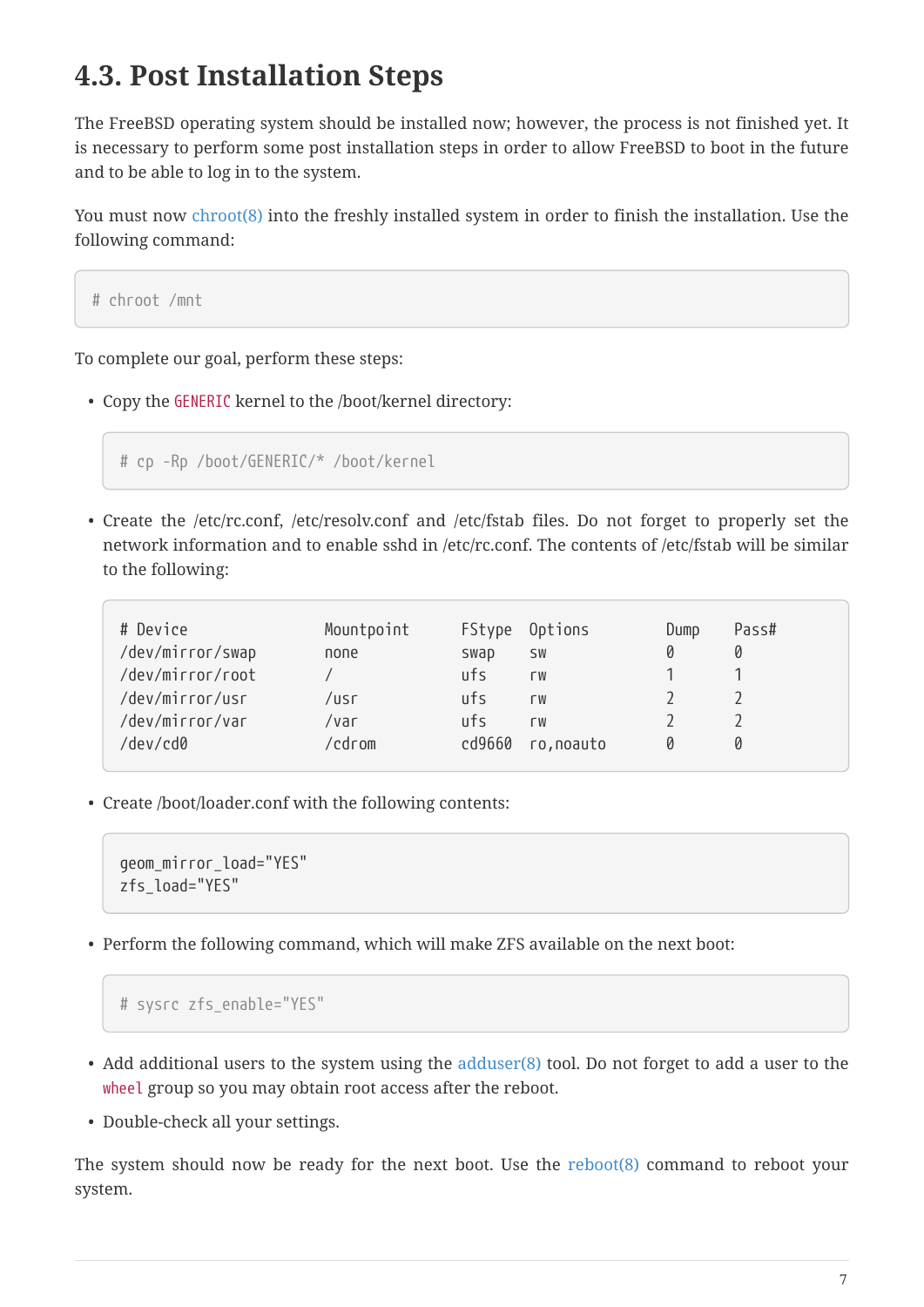## 4.3. Post Installation Steps

The FreeBSD operating system should be installed now; however, the process is not finished yet. It is necessary to perform some post installation steps in order to allow FreeBSD to boot in the future and to be able to log in to the system.

You must now chroot(8) into the freshly installed system in order to finish the installation. Use the following command:

```
# chroot /mnt
```

To complete our goal, perform these steps:

- Copy the `GENERIC` kernel to the /boot/kernel directory:

```
# cp -Rp /boot/GENERIC/* /boot/kernel
```

- Create the /etc/rc.conf, /etc/resolv.conf and /etc/fstab files. Do not forget to properly set the network information and to enable sshd in /etc/rc.conf. The contents of /etc/fstab will be similar to the following:

```
# Device                Mountpoint      FStype  Options         Dump    Pass#
/dev/mirror/swap        none            swap    sw              0       0
/dev/mirror/root        /               ufs     rw              1       1
/dev/mirror/usr         /usr            ufs     rw              2       2
/dev/mirror/var         /var            ufs     rw              2       2
/dev/cd0                /cdrom          cd9660  ro,noauto       0       0
```

- Create /boot/loader.conf with the following contents:

```
geom_mirror_load="YES"
zfs_load="YES"
```

- Perform the following command, which will make ZFS available on the next boot:

```
# sysrc zfs_enable="YES"
```

- Add additional users to the system using the adduser(8) tool. Do not forget to add a user to the `wheel` group so you may obtain root access after the reboot.
- Double-check all your settings.

The system should now be ready for the next boot. Use the reboot(8) command to reboot your system.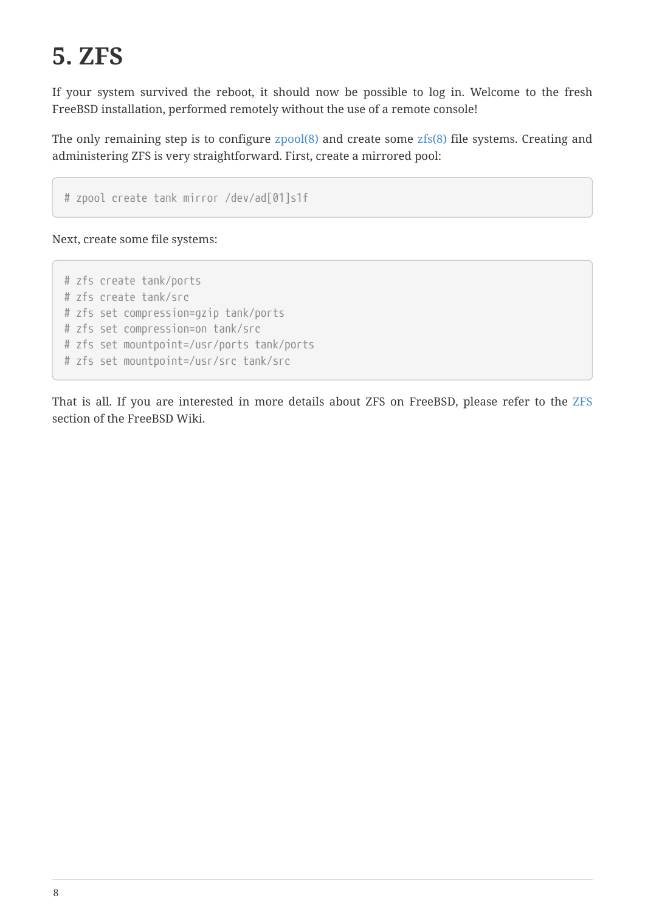# 5. ZFS

If your system survived the reboot, it should now be possible to log in. Welcome to the fresh FreeBSD installation, performed remotely without the use of a remote console!

The only remaining step is to configure zpool(8) and create some zfs(8) file systems. Creating and administering ZFS is very straightforward. First, create a mirrored pool:

```
# zpool create tank mirror /dev/ad[01]s1f
```

Next, create some file systems:

```
# zfs create tank/ports
# zfs create tank/src
# zfs set compression=gzip tank/ports
# zfs set compression=on tank/src
# zfs set mountpoint=/usr/ports tank/ports
# zfs set mountpoint=/usr/src tank/src
```

That is all. If you are interested in more details about ZFS on FreeBSD, please refer to the ZFS section of the FreeBSD Wiki.